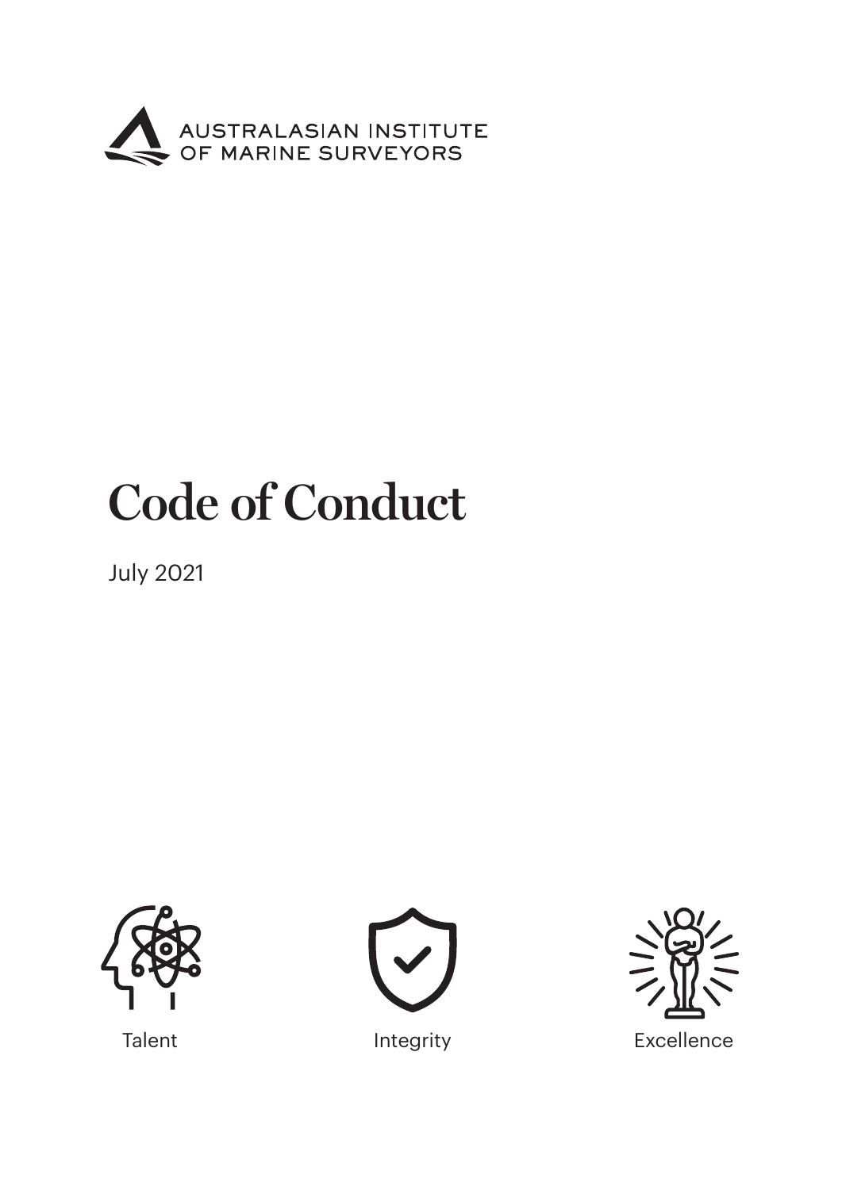AUSTRALASIAN INSTITUTE OF MARINE SURVEYORS

# Code of Conduct

July 2021

Talent

Integrity

Excellence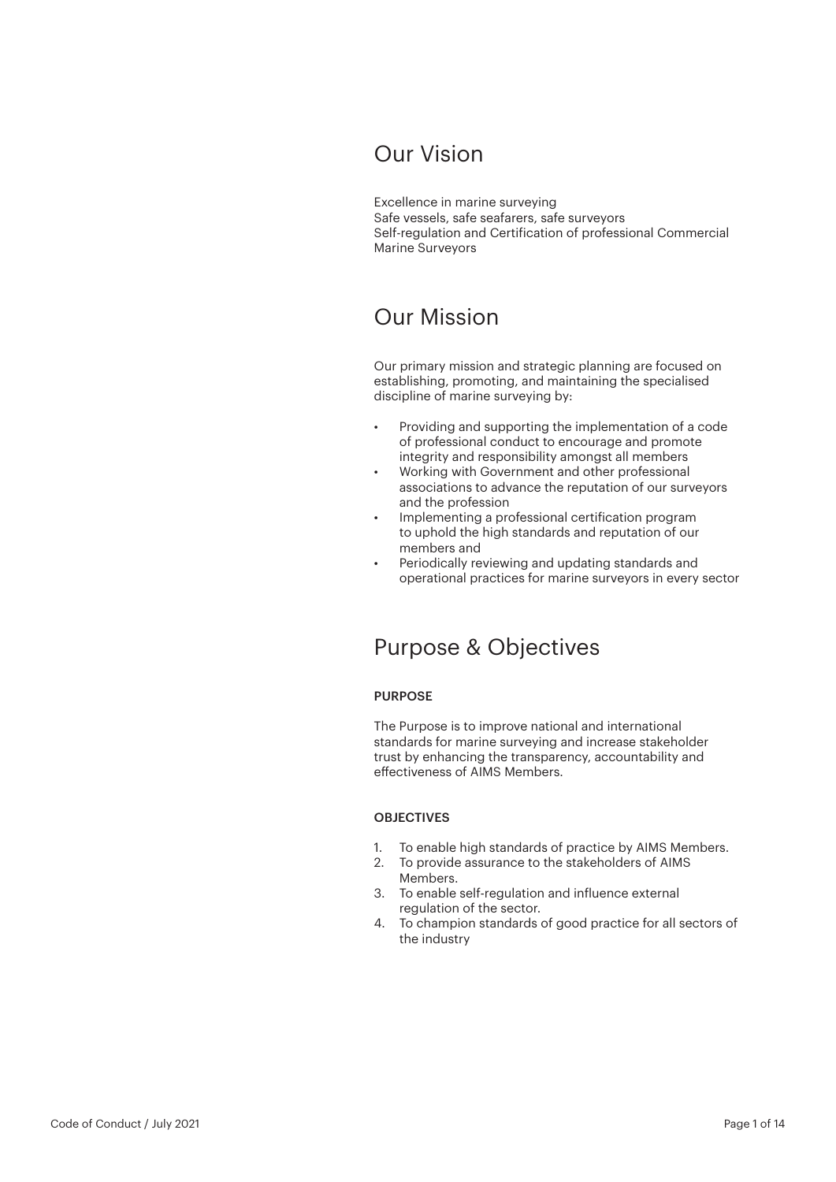## Our Vision

Excellence in marine surveying
Safe vessels, safe seafarers, safe surveyors
Self-regulation and Certification of professional Commercial Marine Surveyors

## Our Mission

Our primary mission and strategic planning are focused on establishing, promoting, and maintaining the specialised discipline of marine surveying by:

- Providing and supporting the implementation of a code of professional conduct to encourage and promote integrity and responsibility amongst all members
- Working with Government and other professional associations to advance the reputation of our surveyors and the profession
- Implementing a professional certification program to uphold the high standards and reputation of our members and
- Periodically reviewing and updating standards and operational practices for marine surveyors in every sector

## Purpose & Objectives

### PURPOSE

The Purpose is to improve national and international standards for marine surveying and increase stakeholder trust by enhancing the transparency, accountability and effectiveness of AIMS Members.

### OBJECTIVES

1. To enable high standards of practice by AIMS Members.
2. To provide assurance to the stakeholders of AIMS Members.
3. To enable self-regulation and influence external regulation of the sector.
4. To champion standards of good practice for all sectors of the industry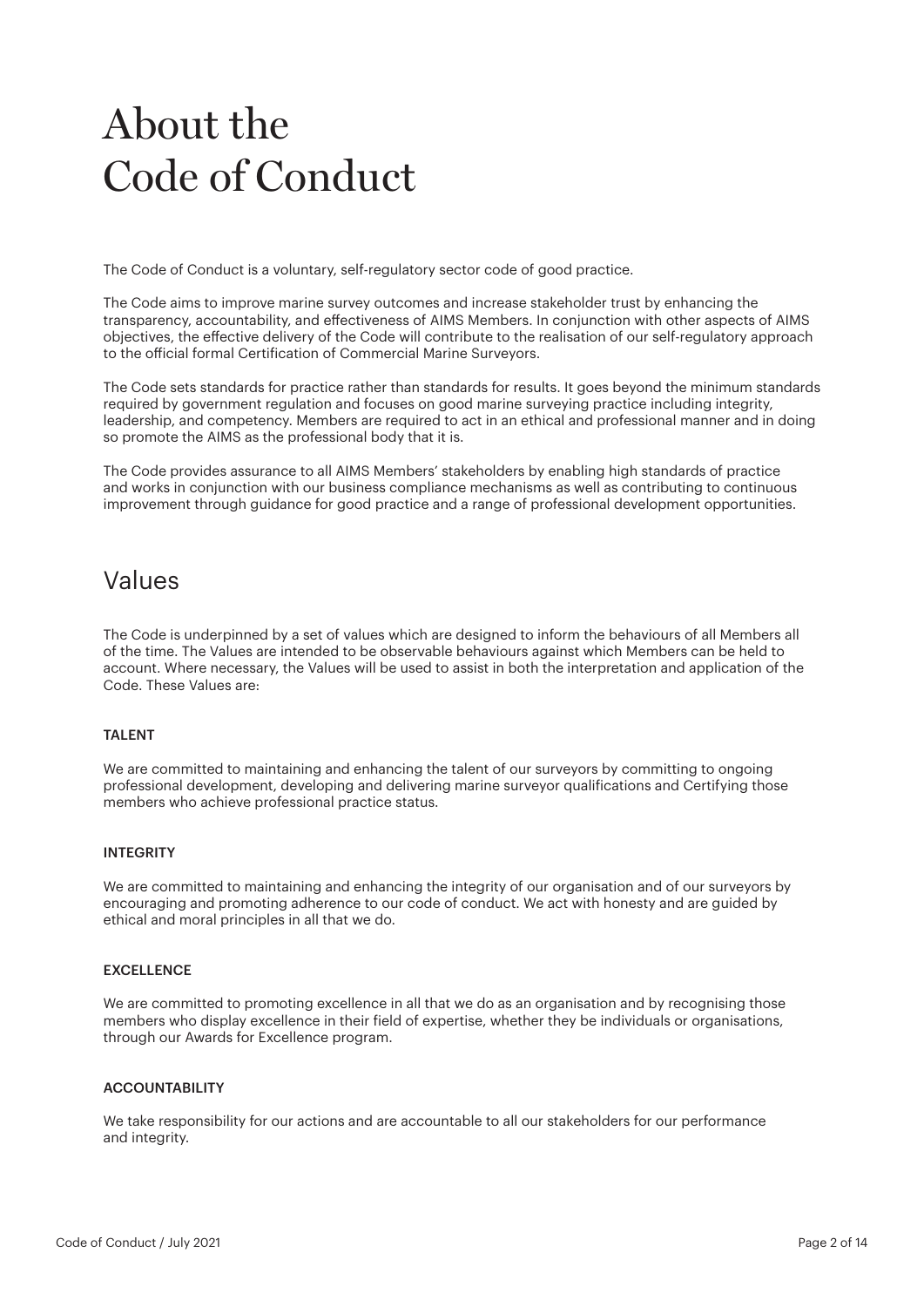# About the Code of Conduct

The Code of Conduct is a voluntary, self-regulatory sector code of good practice.

The Code aims to improve marine survey outcomes and increase stakeholder trust by enhancing the transparency, accountability, and effectiveness of AIMS Members. In conjunction with other aspects of AIMS objectives, the effective delivery of the Code will contribute to the realisation of our self-regulatory approach to the official formal Certification of Commercial Marine Surveyors.

The Code sets standards for practice rather than standards for results. It goes beyond the minimum standards required by government regulation and focuses on good marine surveying practice including integrity, leadership, and competency. Members are required to act in an ethical and professional manner and in doing so promote the AIMS as the professional body that it is.

The Code provides assurance to all AIMS Members' stakeholders by enabling high standards of practice and works in conjunction with our business compliance mechanisms as well as contributing to continuous improvement through guidance for good practice and a range of professional development opportunities.

## Values

The Code is underpinned by a set of values which are designed to inform the behaviours of all Members all of the time. The Values are intended to be observable behaviours against which Members can be held to account. Where necessary, the Values will be used to assist in both the interpretation and application of the Code. These Values are:

### TALENT

We are committed to maintaining and enhancing the talent of our surveyors by committing to ongoing professional development, developing and delivering marine surveyor qualifications and Certifying those members who achieve professional practice status.

### INTEGRITY

We are committed to maintaining and enhancing the integrity of our organisation and of our surveyors by encouraging and promoting adherence to our code of conduct. We act with honesty and are guided by ethical and moral principles in all that we do.

### EXCELLENCE

We are committed to promoting excellence in all that we do as an organisation and by recognising those members who display excellence in their field of expertise, whether they be individuals or organisations, through our Awards for Excellence program.

### ACCOUNTABILITY

We take responsibility for our actions and are accountable to all our stakeholders for our performance and integrity.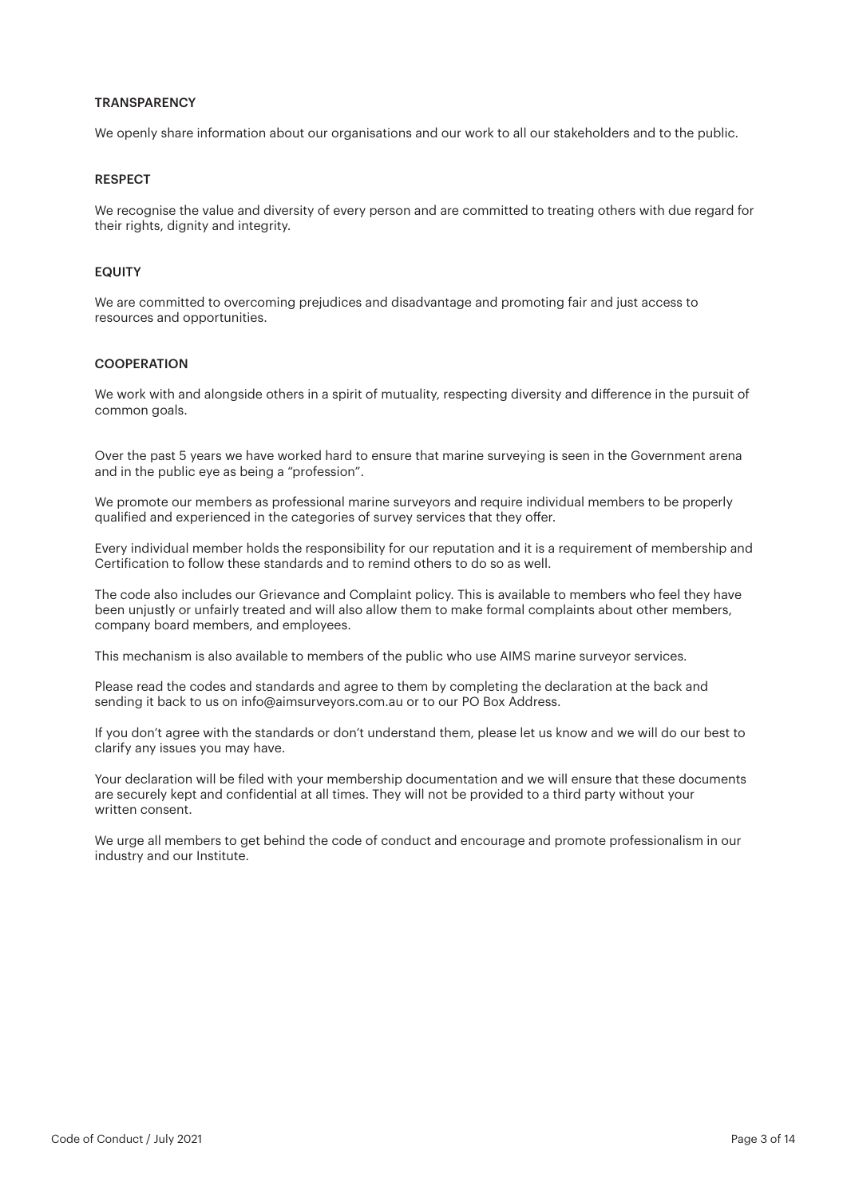#### TRANSPARENCY

We openly share information about our organisations and our work to all our stakeholders and to the public.

#### RESPECT

We recognise the value and diversity of every person and are committed to treating others with due regard for their rights, dignity and integrity.

#### EQUITY

We are committed to overcoming prejudices and disadvantage and promoting fair and just access to resources and opportunities.

#### COOPERATION

We work with and alongside others in a spirit of mutuality, respecting diversity and difference in the pursuit of common goals.

Over the past 5 years we have worked hard to ensure that marine surveying is seen in the Government arena and in the public eye as being a "profession".

We promote our members as professional marine surveyors and require individual members to be properly qualified and experienced in the categories of survey services that they offer.

Every individual member holds the responsibility for our reputation and it is a requirement of membership and Certification to follow these standards and to remind others to do so as well.

The code also includes our Grievance and Complaint policy. This is available to members who feel they have been unjustly or unfairly treated and will also allow them to make formal complaints about other members, company board members, and employees.

This mechanism is also available to members of the public who use AIMS marine surveyor services.

Please read the codes and standards and agree to them by completing the declaration at the back and sending it back to us on info@aimsurveyors.com.au or to our PO Box Address.

If you don't agree with the standards or don't understand them, please let us know and we will do our best to clarify any issues you may have.

Your declaration will be filed with your membership documentation and we will ensure that these documents are securely kept and confidential at all times. They will not be provided to a third party without your written consent.

We urge all members to get behind the code of conduct and encourage and promote professionalism in our industry and our Institute.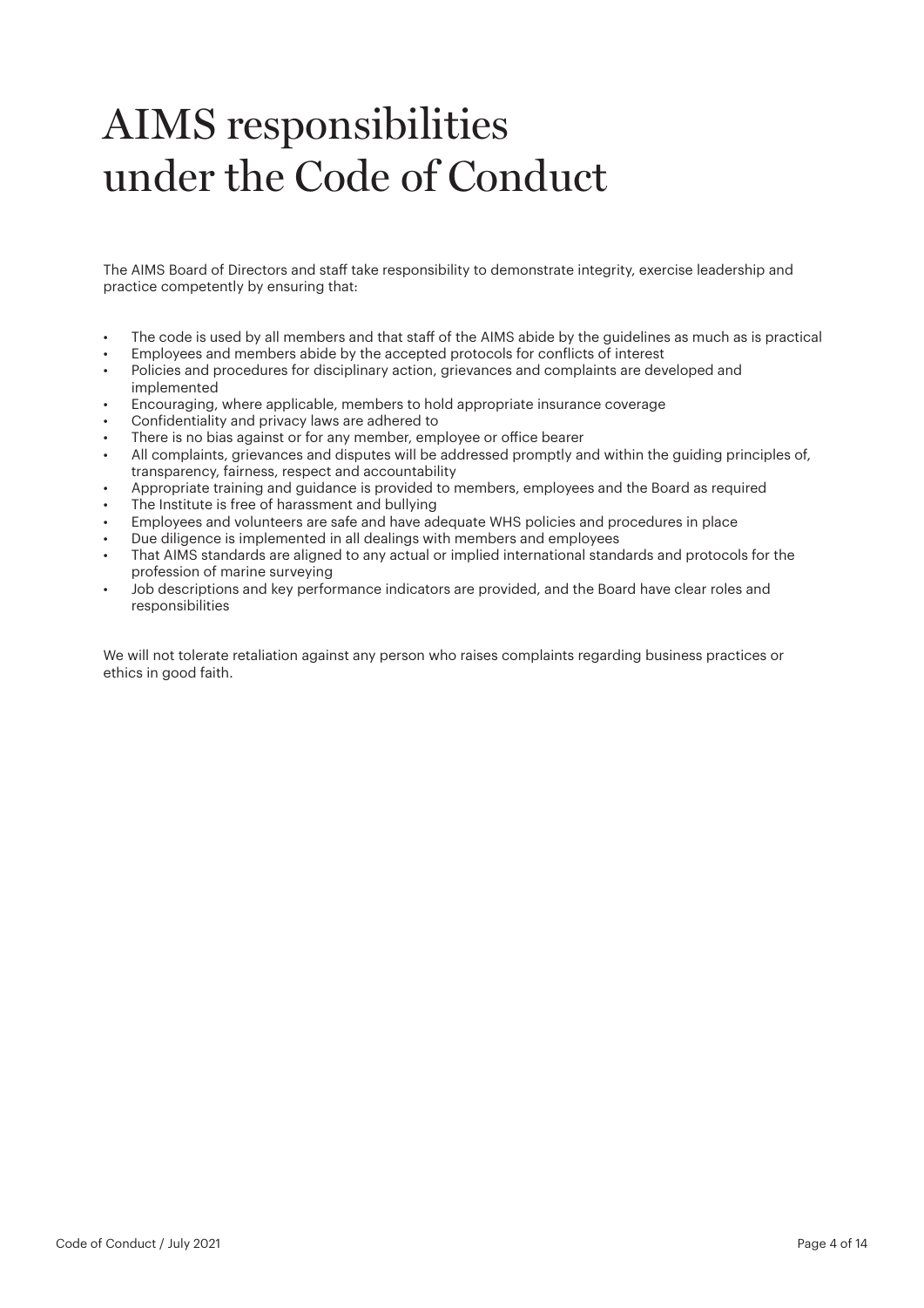# AIMS responsibilities under the Code of Conduct

The AIMS Board of Directors and staff take responsibility to demonstrate integrity, exercise leadership and practice competently by ensuring that:

- The code is used by all members and that staff of the AIMS abide by the guidelines as much as is practical
- Employees and members abide by the accepted protocols for conflicts of interest
- Policies and procedures for disciplinary action, grievances and complaints are developed and implemented
- Encouraging, where applicable, members to hold appropriate insurance coverage
- Confidentiality and privacy laws are adhered to
- There is no bias against or for any member, employee or office bearer
- All complaints, grievances and disputes will be addressed promptly and within the guiding principles of, transparency, fairness, respect and accountability
- Appropriate training and guidance is provided to members, employees and the Board as required
- The Institute is free of harassment and bullying
- Employees and volunteers are safe and have adequate WHS policies and procedures in place
- Due diligence is implemented in all dealings with members and employees
- That AIMS standards are aligned to any actual or implied international standards and protocols for the profession of marine surveying
- Job descriptions and key performance indicators are provided, and the Board have clear roles and responsibilities

We will not tolerate retaliation against any person who raises complaints regarding business practices or ethics in good faith.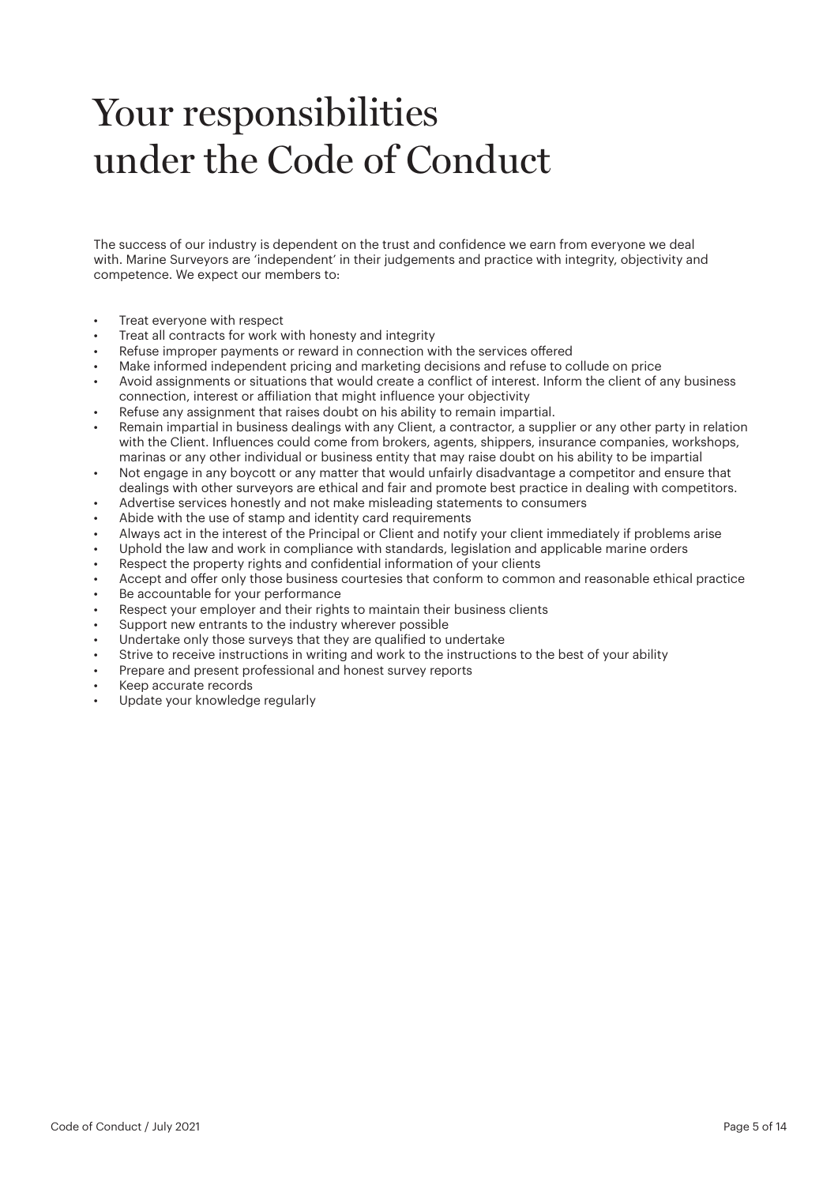# Your responsibilities under the Code of Conduct

The success of our industry is dependent on the trust and confidence we earn from everyone we deal with. Marine Surveyors are 'independent' in their judgements and practice with integrity, objectivity and competence. We expect our members to:

- Treat everyone with respect
- Treat all contracts for work with honesty and integrity
- Refuse improper payments or reward in connection with the services offered
- Make informed independent pricing and marketing decisions and refuse to collude on price
- Avoid assignments or situations that would create a conflict of interest. Inform the client of any business connection, interest or affiliation that might influence your objectivity
- Refuse any assignment that raises doubt on his ability to remain impartial.
- Remain impartial in business dealings with any Client, a contractor, a supplier or any other party in relation with the Client. Influences could come from brokers, agents, shippers, insurance companies, workshops, marinas or any other individual or business entity that may raise doubt on his ability to be impartial
- Not engage in any boycott or any matter that would unfairly disadvantage a competitor and ensure that dealings with other surveyors are ethical and fair and promote best practice in dealing with competitors.
- Advertise services honestly and not make misleading statements to consumers
- Abide with the use of stamp and identity card requirements
- Always act in the interest of the Principal or Client and notify your client immediately if problems arise
- Uphold the law and work in compliance with standards, legislation and applicable marine orders
- Respect the property rights and confidential information of your clients
- Accept and offer only those business courtesies that conform to common and reasonable ethical practice
- Be accountable for your performance
- Respect your employer and their rights to maintain their business clients
- Support new entrants to the industry wherever possible
- Undertake only those surveys that they are qualified to undertake
- Strive to receive instructions in writing and work to the instructions to the best of your ability
- Prepare and present professional and honest survey reports
- Keep accurate records
- Update your knowledge regularly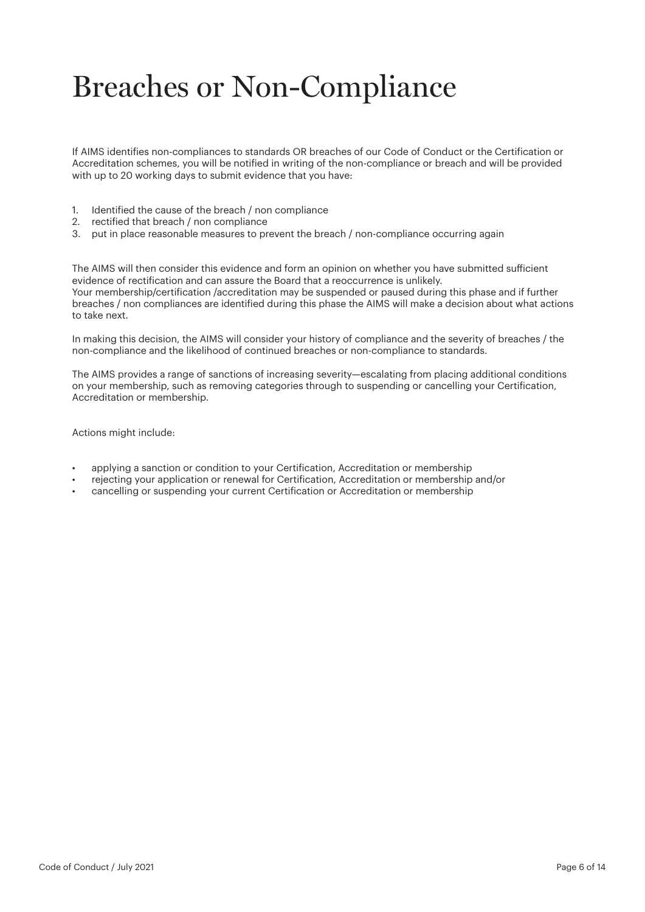# Breaches or Non-Compliance

If AIMS identifies non-compliances to standards OR breaches of our Code of Conduct or the Certification or Accreditation schemes, you will be notified in writing of the non-compliance or breach and will be provided with up to 20 working days to submit evidence that you have:

1. Identified the cause of the breach / non compliance
2. rectified that breach / non compliance
3. put in place reasonable measures to prevent the breach / non-compliance occurring again

The AIMS will then consider this evidence and form an opinion on whether you have submitted sufficient evidence of rectification and can assure the Board that a reoccurrence is unlikely.
Your membership/certification /accreditation may be suspended or paused during this phase and if further breaches / non compliances are identified during this phase the AIMS will make a decision about what actions to take next.

In making this decision, the AIMS will consider your history of compliance and the severity of breaches / the non-compliance and the likelihood of continued breaches or non-compliance to standards.

The AIMS provides a range of sanctions of increasing severity—escalating from placing additional conditions on your membership, such as removing categories through to suspending or cancelling your Certification, Accreditation or membership.

Actions might include:

- applying a sanction or condition to your Certification, Accreditation or membership
- rejecting your application or renewal for Certification, Accreditation or membership and/or
- cancelling or suspending your current Certification or Accreditation or membership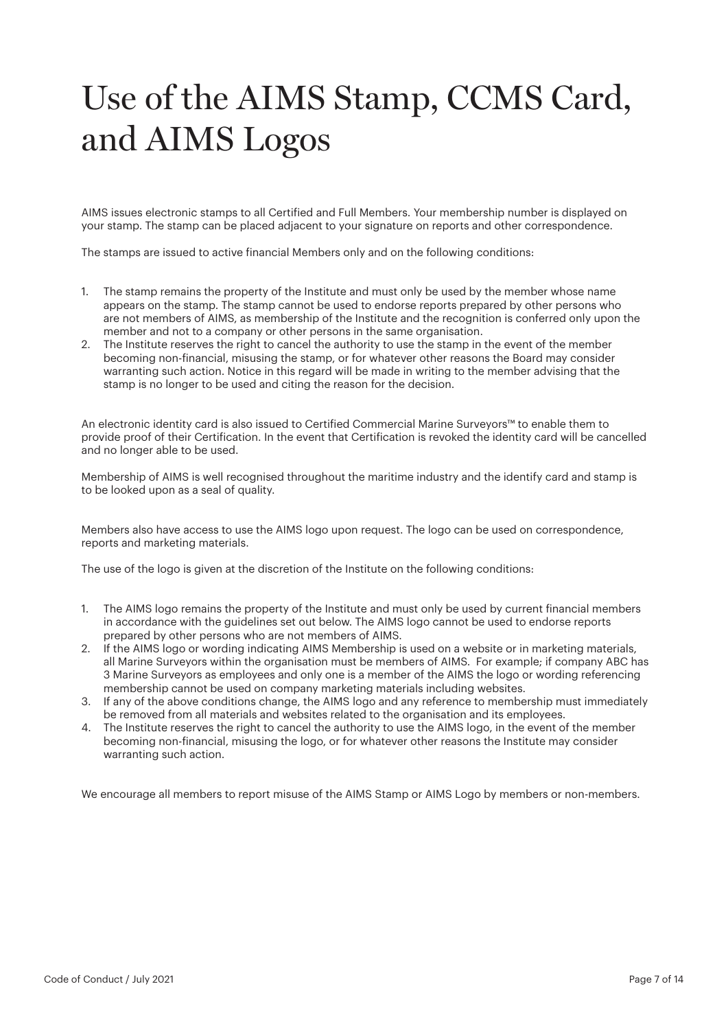# Use of the AIMS Stamp, CCMS Card, and AIMS Logos

AIMS issues electronic stamps to all Certified and Full Members. Your membership number is displayed on your stamp. The stamp can be placed adjacent to your signature on reports and other correspondence.

The stamps are issued to active financial Members only and on the following conditions:

1. The stamp remains the property of the Institute and must only be used by the member whose name appears on the stamp. The stamp cannot be used to endorse reports prepared by other persons who are not members of AIMS, as membership of the Institute and the recognition is conferred only upon the member and not to a company or other persons in the same organisation.
2. The Institute reserves the right to cancel the authority to use the stamp in the event of the member becoming non-financial, misusing the stamp, or for whatever other reasons the Board may consider warranting such action. Notice in this regard will be made in writing to the member advising that the stamp is no longer to be used and citing the reason for the decision.

An electronic identity card is also issued to Certified Commercial Marine Surveyors™ to enable them to provide proof of their Certification. In the event that Certification is revoked the identity card will be cancelled and no longer able to be used.

Membership of AIMS is well recognised throughout the maritime industry and the identify card and stamp is to be looked upon as a seal of quality.

Members also have access to use the AIMS logo upon request. The logo can be used on correspondence, reports and marketing materials.

The use of the logo is given at the discretion of the Institute on the following conditions:

1. The AIMS logo remains the property of the Institute and must only be used by current financial members in accordance with the guidelines set out below. The AIMS logo cannot be used to endorse reports prepared by other persons who are not members of AIMS.
2. If the AIMS logo or wording indicating AIMS Membership is used on a website or in marketing materials, all Marine Surveyors within the organisation must be members of AIMS. For example; if company ABC has 3 Marine Surveyors as employees and only one is a member of the AIMS the logo or wording referencing membership cannot be used on company marketing materials including websites.
3. If any of the above conditions change, the AIMS logo and any reference to membership must immediately be removed from all materials and websites related to the organisation and its employees.
4. The Institute reserves the right to cancel the authority to use the AIMS logo, in the event of the member becoming non-financial, misusing the logo, or for whatever other reasons the Institute may consider warranting such action.

We encourage all members to report misuse of the AIMS Stamp or AIMS Logo by members or non-members.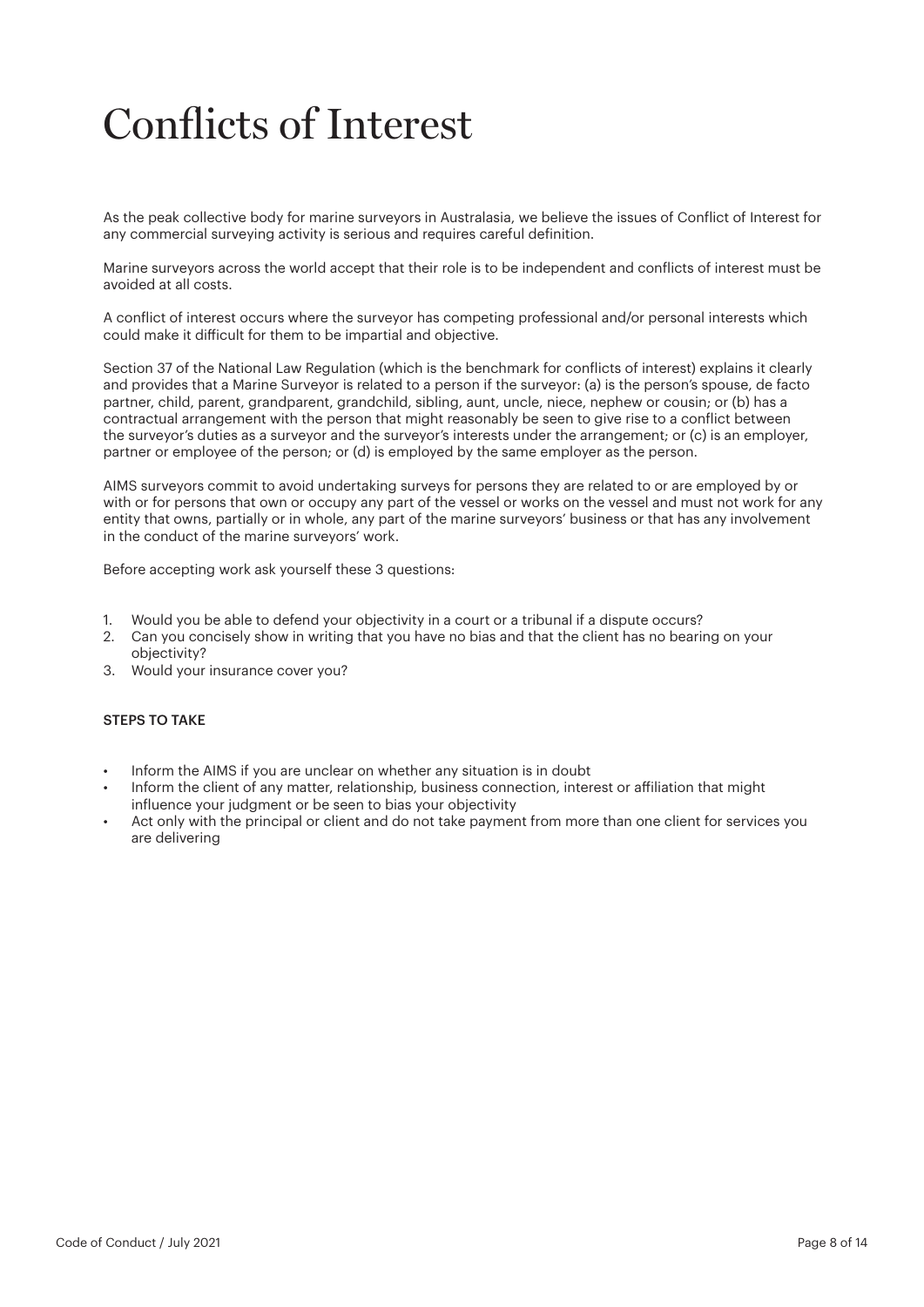# Conflicts of Interest

As the peak collective body for marine surveyors in Australasia, we believe the issues of Conflict of Interest for any commercial surveying activity is serious and requires careful definition.

Marine surveyors across the world accept that their role is to be independent and conflicts of interest must be avoided at all costs.

A conflict of interest occurs where the surveyor has competing professional and/or personal interests which could make it difficult for them to be impartial and objective.

Section 37 of the National Law Regulation (which is the benchmark for conflicts of interest) explains it clearly and provides that a Marine Surveyor is related to a person if the surveyor: (a) is the person's spouse, de facto partner, child, parent, grandparent, grandchild, sibling, aunt, uncle, niece, nephew or cousin; or (b) has a contractual arrangement with the person that might reasonably be seen to give rise to a conflict between the surveyor's duties as a surveyor and the surveyor's interests under the arrangement; or (c) is an employer, partner or employee of the person; or (d) is employed by the same employer as the person.

AIMS surveyors commit to avoid undertaking surveys for persons they are related to or are employed by or with or for persons that own or occupy any part of the vessel or works on the vessel and must not work for any entity that owns, partially or in whole, any part of the marine surveyors' business or that has any involvement in the conduct of the marine surveyors' work.

Before accepting work ask yourself these 3 questions:

1. Would you be able to defend your objectivity in a court or a tribunal if a dispute occurs?
2. Can you concisely show in writing that you have no bias and that the client has no bearing on your objectivity?
3. Would your insurance cover you?

**STEPS TO TAKE**

- Inform the AIMS if you are unclear on whether any situation is in doubt
- Inform the client of any matter, relationship, business connection, interest or affiliation that might influence your judgment or be seen to bias your objectivity
- Act only with the principal or client and do not take payment from more than one client for services you are delivering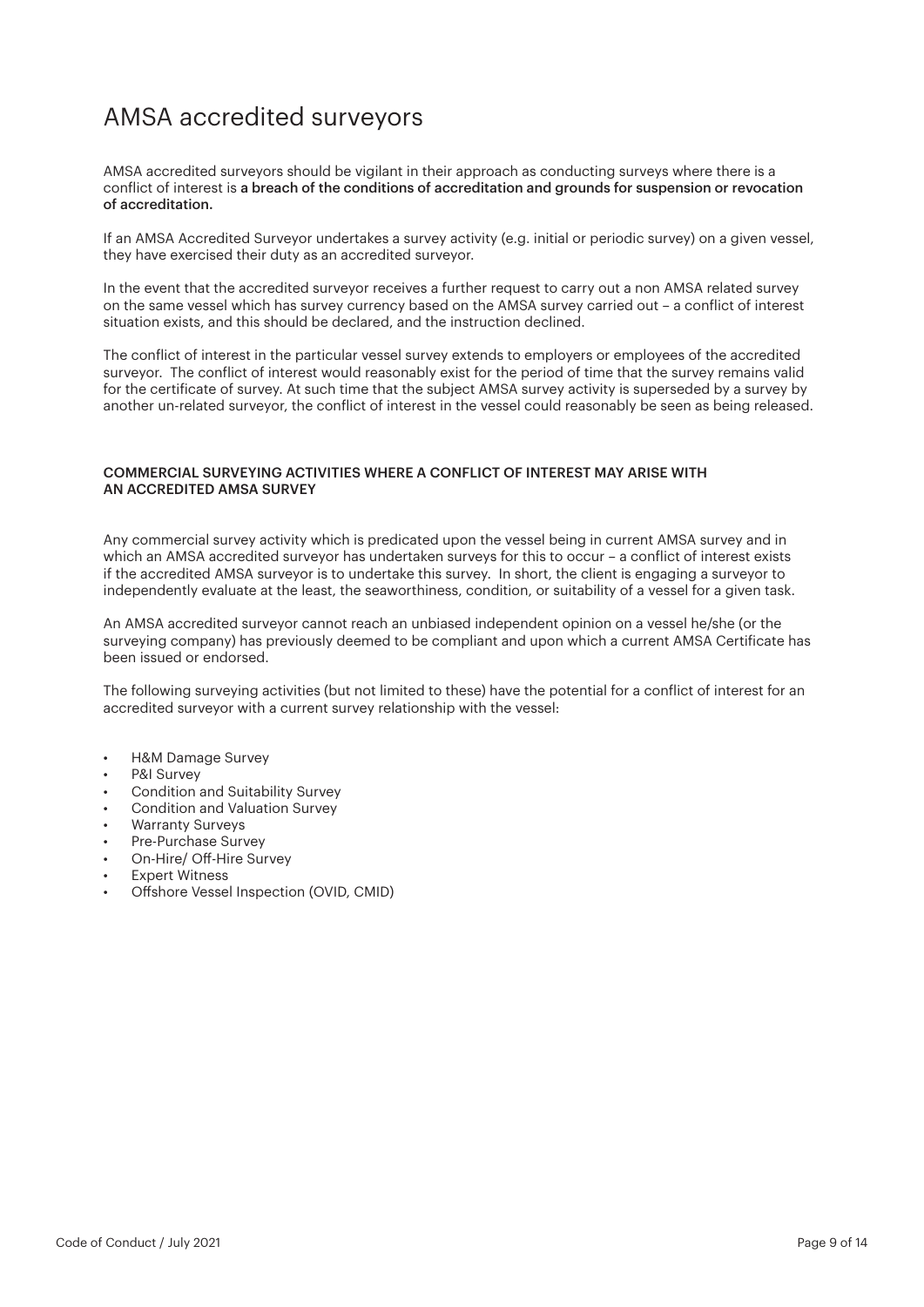# AMSA accredited surveyors

AMSA accredited surveyors should be vigilant in their approach as conducting surveys where there is a conflict of interest is **a breach of the conditions of accreditation and grounds for suspension or revocation of accreditation.**

If an AMSA Accredited Surveyor undertakes a survey activity (e.g. initial or periodic survey) on a given vessel, they have exercised their duty as an accredited surveyor.

In the event that the accredited surveyor receives a further request to carry out a non AMSA related survey on the same vessel which has survey currency based on the AMSA survey carried out – a conflict of interest situation exists, and this should be declared, and the instruction declined.

The conflict of interest in the particular vessel survey extends to employers or employees of the accredited surveyor. The conflict of interest would reasonably exist for the period of time that the survey remains valid for the certificate of survey. At such time that the subject AMSA survey activity is superseded by a survey by another un-related surveyor, the conflict of interest in the vessel could reasonably be seen as being released.

## COMMERCIAL SURVEYING ACTIVITIES WHERE A CONFLICT OF INTEREST MAY ARISE WITH AN ACCREDITED AMSA SURVEY

Any commercial survey activity which is predicated upon the vessel being in current AMSA survey and in which an AMSA accredited surveyor has undertaken surveys for this to occur – a conflict of interest exists if the accredited AMSA surveyor is to undertake this survey. In short, the client is engaging a surveyor to independently evaluate at the least, the seaworthiness, condition, or suitability of a vessel for a given task.

An AMSA accredited surveyor cannot reach an unbiased independent opinion on a vessel he/she (or the surveying company) has previously deemed to be compliant and upon which a current AMSA Certificate has been issued or endorsed.

The following surveying activities (but not limited to these) have the potential for a conflict of interest for an accredited surveyor with a current survey relationship with the vessel:

- H&M Damage Survey
- P&I Survey
- Condition and Suitability Survey
- Condition and Valuation Survey
- Warranty Surveys
- Pre-Purchase Survey
- On-Hire/ Off-Hire Survey
- Expert Witness
- Offshore Vessel Inspection (OVID, CMID)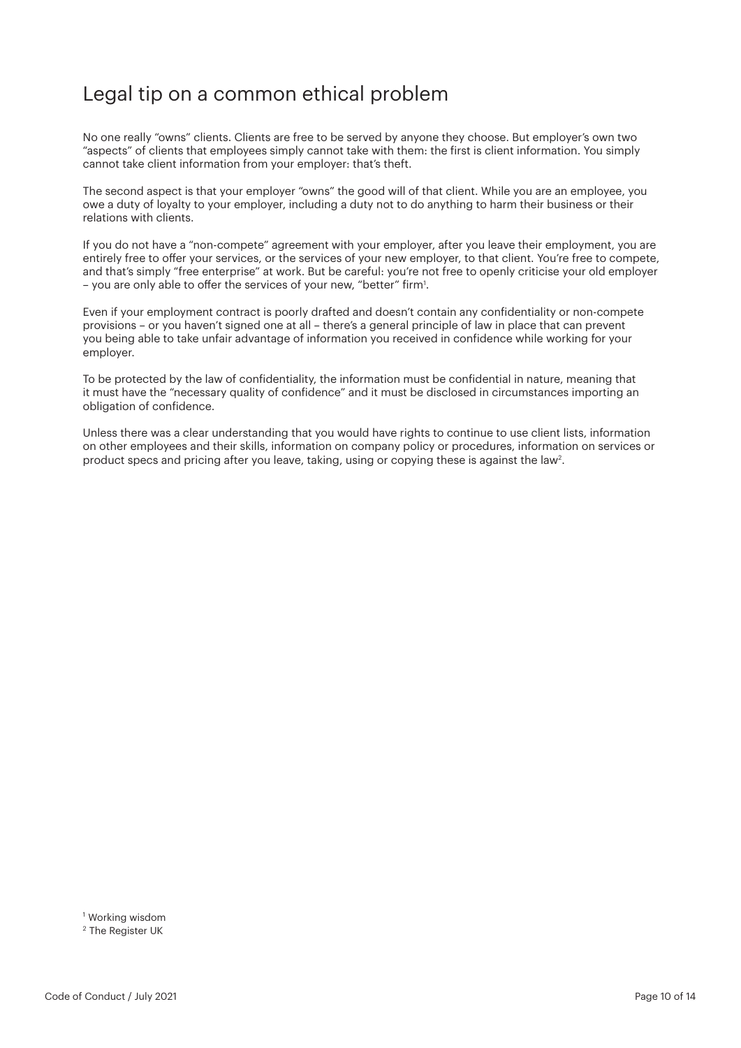# Legal tip on a common ethical problem

No one really "owns" clients. Clients are free to be served by anyone they choose. But employer's own two "aspects" of clients that employees simply cannot take with them: the first is client information. You simply cannot take client information from your employer: that's theft.

The second aspect is that your employer "owns" the good will of that client. While you are an employee, you owe a duty of loyalty to your employer, including a duty not to do anything to harm their business or their relations with clients.

If you do not have a "non-compete" agreement with your employer, after you leave their employment, you are entirely free to offer your services, or the services of your new employer, to that client. You're free to compete, and that's simply "free enterprise" at work. But be careful: you're not free to openly criticise your old employer – you are only able to offer the services of your new, "better" firm[1].

Even if your employment contract is poorly drafted and doesn't contain any confidentiality or non-compete provisions – or you haven't signed one at all – there's a general principle of law in place that can prevent you being able to take unfair advantage of information you received in confidence while working for your employer.

To be protected by the law of confidentiality, the information must be confidential in nature, meaning that it must have the "necessary quality of confidence" and it must be disclosed in circumstances importing an obligation of confidence.

Unless there was a clear understanding that you would have rights to continue to use client lists, information on other employees and their skills, information on company policy or procedures, information on services or product specs and pricing after you leave, taking, using or copying these is against the law[2].

[1] Working wisdom
[2] The Register UK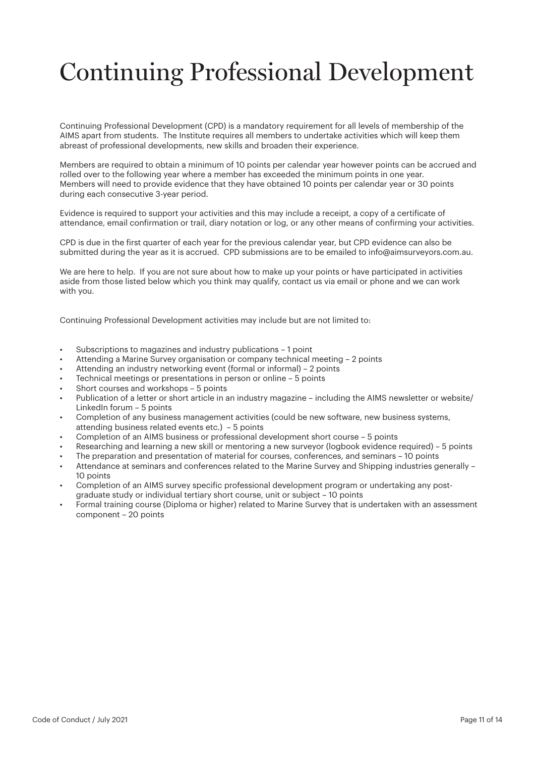# Continuing Professional Development

Continuing Professional Development (CPD) is a mandatory requirement for all levels of membership of the AIMS apart from students. The Institute requires all members to undertake activities which will keep them abreast of professional developments, new skills and broaden their experience.

Members are required to obtain a minimum of 10 points per calendar year however points can be accrued and rolled over to the following year where a member has exceeded the minimum points in one year. Members will need to provide evidence that they have obtained 10 points per calendar year or 30 points during each consecutive 3-year period.

Evidence is required to support your activities and this may include a receipt, a copy of a certificate of attendance, email confirmation or trail, diary notation or log, or any other means of confirming your activities.

CPD is due in the first quarter of each year for the previous calendar year, but CPD evidence can also be submitted during the year as it is accrued. CPD submissions are to be emailed to info@aimsurveyors.com.au.

We are here to help. If you are not sure about how to make up your points or have participated in activities aside from those listed below which you think may qualify, contact us via email or phone and we can work with you.

Continuing Professional Development activities may include but are not limited to:

- Subscriptions to magazines and industry publications – 1 point
- Attending a Marine Survey organisation or company technical meeting – 2 points
- Attending an industry networking event (formal or informal) – 2 points
- Technical meetings or presentations in person or online – 5 points
- Short courses and workshops – 5 points
- Publication of a letter or short article in an industry magazine – including the AIMS newsletter or website/ LinkedIn forum – 5 points
- Completion of any business management activities (could be new software, new business systems, attending business related events etc.) – 5 points
- Completion of an AIMS business or professional development short course – 5 points
- Researching and learning a new skill or mentoring a new surveyor (logbook evidence required) – 5 points
- The preparation and presentation of material for courses, conferences, and seminars – 10 points
- Attendance at seminars and conferences related to the Marine Survey and Shipping industries generally – 10 points
- Completion of an AIMS survey specific professional development program or undertaking any post-graduate study or individual tertiary short course, unit or subject – 10 points
- Formal training course (Diploma or higher) related to Marine Survey that is undertaken with an assessment component – 20 points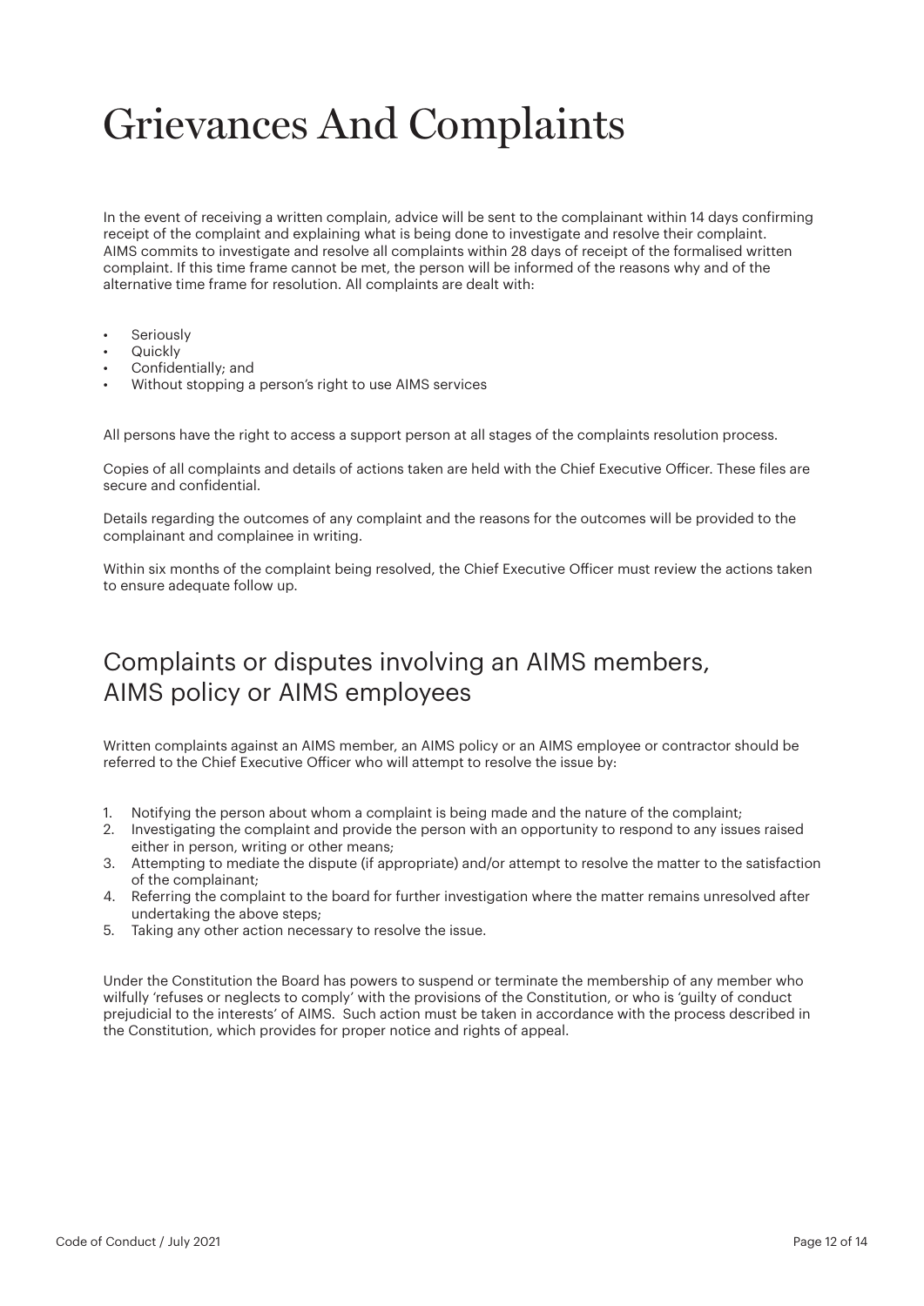# Grievances And Complaints

In the event of receiving a written complain, advice will be sent to the complainant within 14 days confirming receipt of the complaint and explaining what is being done to investigate and resolve their complaint. AIMS commits to investigate and resolve all complaints within 28 days of receipt of the formalised written complaint. If this time frame cannot be met, the person will be informed of the reasons why and of the alternative time frame for resolution. All complaints are dealt with:

- Seriously
- Quickly
- Confidentially; and
- Without stopping a person's right to use AIMS services

All persons have the right to access a support person at all stages of the complaints resolution process.

Copies of all complaints and details of actions taken are held with the Chief Executive Officer. These files are secure and confidential.

Details regarding the outcomes of any complaint and the reasons for the outcomes will be provided to the complainant and complainee in writing.

Within six months of the complaint being resolved, the Chief Executive Officer must review the actions taken to ensure adequate follow up.

## Complaints or disputes involving an AIMS members, AIMS policy or AIMS employees

Written complaints against an AIMS member, an AIMS policy or an AIMS employee or contractor should be referred to the Chief Executive Officer who will attempt to resolve the issue by:

1. Notifying the person about whom a complaint is being made and the nature of the complaint;
2. Investigating the complaint and provide the person with an opportunity to respond to any issues raised either in person, writing or other means;
3. Attempting to mediate the dispute (if appropriate) and/or attempt to resolve the matter to the satisfaction of the complainant;
4. Referring the complaint to the board for further investigation where the matter remains unresolved after undertaking the above steps;
5. Taking any other action necessary to resolve the issue.

Under the Constitution the Board has powers to suspend or terminate the membership of any member who wilfully 'refuses or neglects to comply' with the provisions of the Constitution, or who is 'guilty of conduct prejudicial to the interests' of AIMS. Such action must be taken in accordance with the process described in the Constitution, which provides for proper notice and rights of appeal.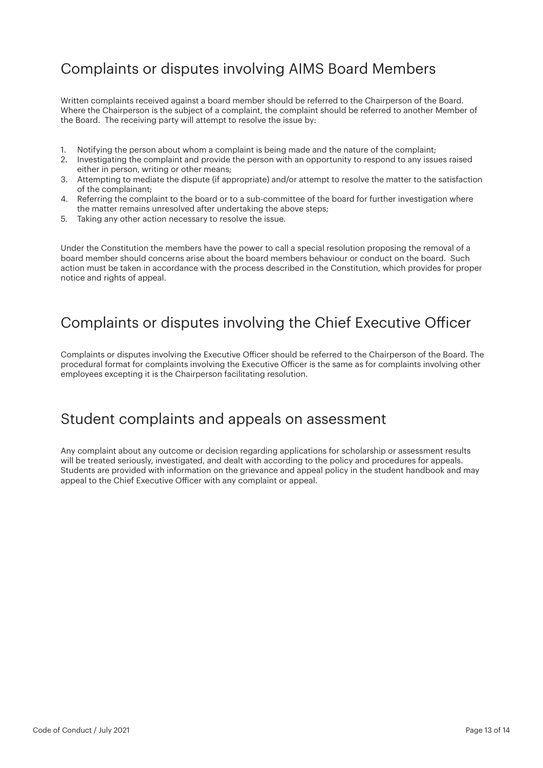## Complaints or disputes involving AIMS Board Members

Written complaints received against a board member should be referred to the Chairperson of the Board. Where the Chairperson is the subject of a complaint, the complaint should be referred to another Member of the Board. The receiving party will attempt to resolve the issue by:

1. Notifying the person about whom a complaint is being made and the nature of the complaint;
2. Investigating the complaint and provide the person with an opportunity to respond to any issues raised either in person, writing or other means;
3. Attempting to mediate the dispute (if appropriate) and/or attempt to resolve the matter to the satisfaction of the complainant;
4. Referring the complaint to the board or to a sub-committee of the board for further investigation where the matter remains unresolved after undertaking the above steps;
5. Taking any other action necessary to resolve the issue.

Under the Constitution the members have the power to call a special resolution proposing the removal of a board member should concerns arise about the board members behaviour or conduct on the board. Such action must be taken in accordance with the process described in the Constitution, which provides for proper notice and rights of appeal.

## Complaints or disputes involving the Chief Executive Officer

Complaints or disputes involving the Executive Officer should be referred to the Chairperson of the Board. The procedural format for complaints involving the Executive Officer is the same as for complaints involving other employees excepting it is the Chairperson facilitating resolution.

## Student complaints and appeals on assessment

Any complaint about any outcome or decision regarding applications for scholarship or assessment results will be treated seriously, investigated, and dealt with according to the policy and procedures for appeals. Students are provided with information on the grievance and appeal policy in the student handbook and may appeal to the Chief Executive Officer with any complaint or appeal.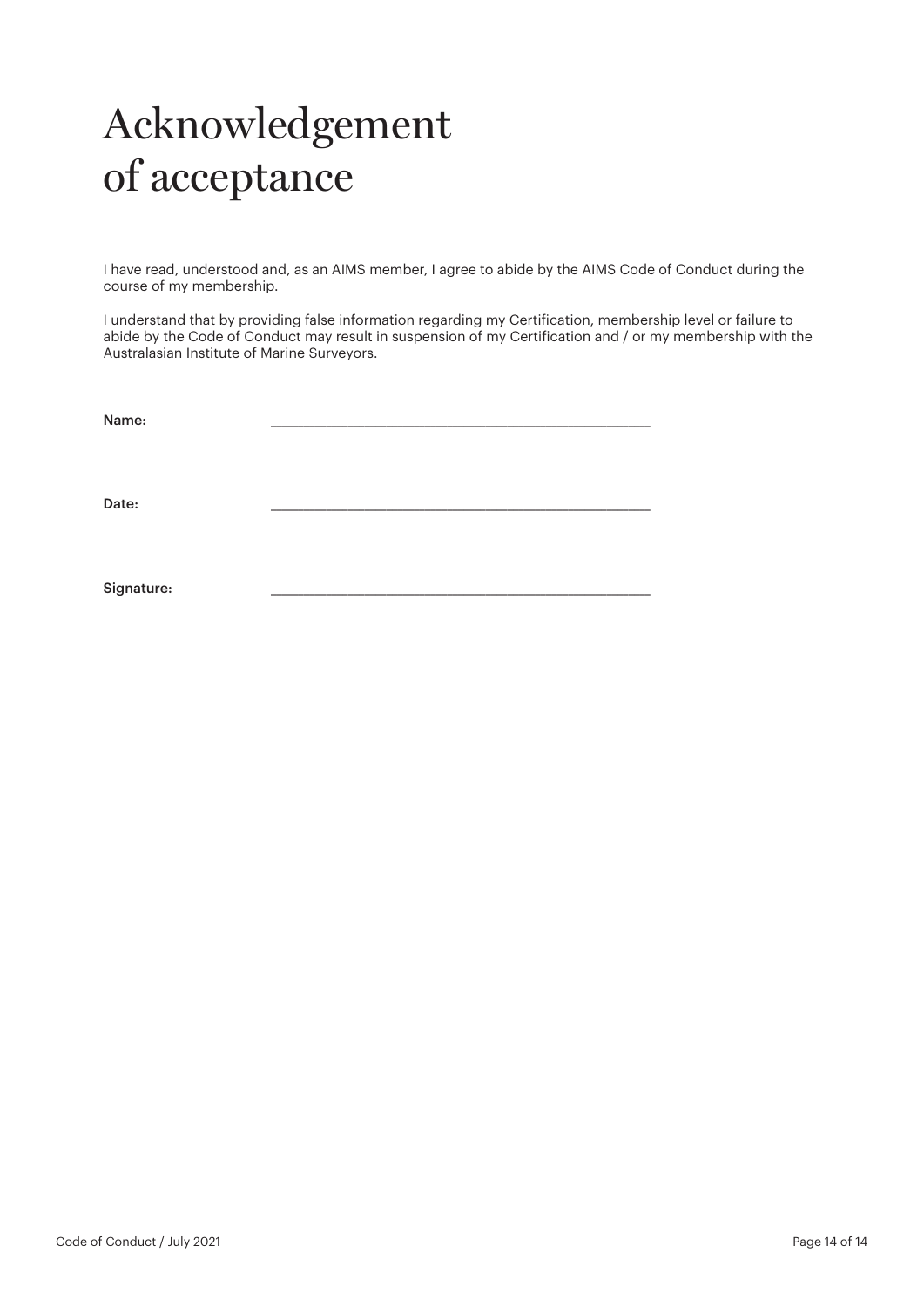# Acknowledgement of acceptance

I have read, understood and, as an AIMS member, I agree to abide by the AIMS Code of Conduct during the course of my membership.

I understand that by providing false information regarding my Certification, membership level or failure to abide by the Code of Conduct may result in suspension of my Certification and / or my membership with the Australasian Institute of Marine Surveyors.

**Name:** ____________________________________________

**Date:** ____________________________________________

**Signature:** ____________________________________________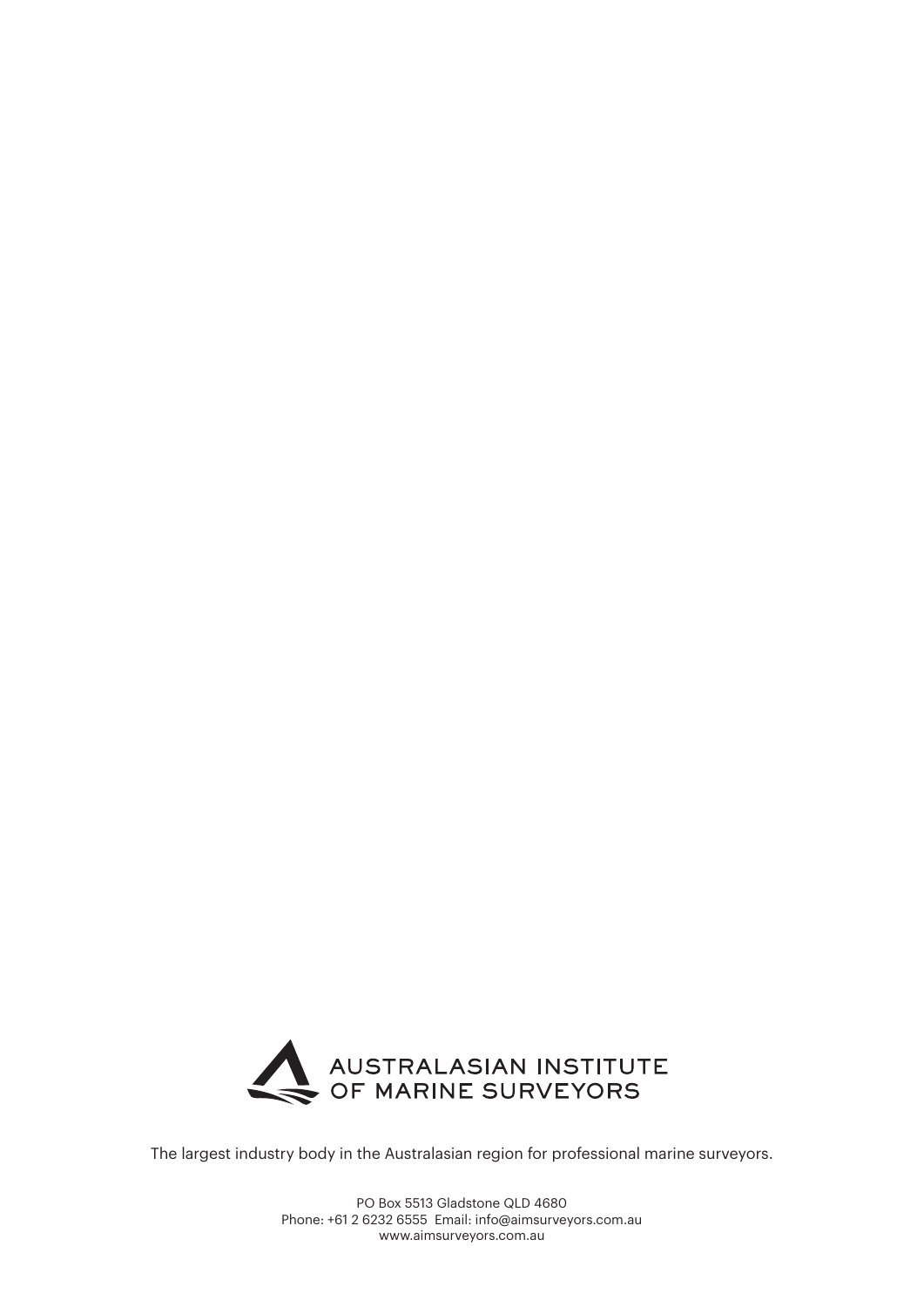AUSTRALASIAN INSTITUTE
OF MARINE SURVEYORS

The largest industry body in the Australasian region for professional marine surveyors.

PO Box 5513 Gladstone QLD 4680
Phone: +61 2 6232 6555 Email: info@aimsurveyors.com.au
www.aimsurveyors.com.au